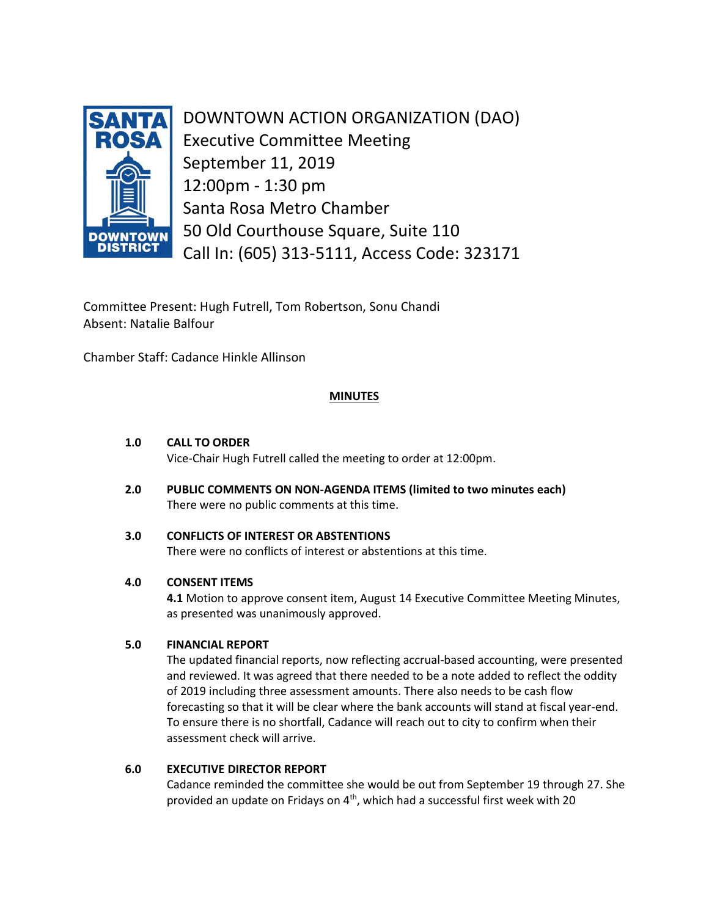# DOWNTOWN ACTION ORGANIZATION (DAO)

Executive Committee Meeting
September 11, 2019
12:00pm - 1:30 pm
Santa Rosa Metro Chamber
50 Old Courthouse Square, Suite 110
Call In: (605) 313-5111, Access Code: 323171

Committee Present: Hugh Futrell, Tom Robertson, Sonu Chandi
Absent: Natalie Balfour

Chamber Staff: Cadance Hinkle Allinson

## MINUTES

**1.0 CALL TO ORDER**

Vice-Chair Hugh Futrell called the meeting to order at 12:00pm.

**2.0 PUBLIC COMMENTS ON NON-AGENDA ITEMS (limited to two minutes each)**

There were no public comments at this time.

**3.0 CONFLICTS OF INTEREST OR ABSTENTIONS**

There were no conflicts of interest or abstentions at this time.

**4.0 CONSENT ITEMS**

**4.1** Motion to approve consent item, August 14 Executive Committee Meeting Minutes, as presented was unanimously approved.

**5.0 FINANCIAL REPORT**

The updated financial reports, now reflecting accrual-based accounting, were presented and reviewed. It was agreed that there needed to be a note added to reflect the oddity of 2019 including three assessment amounts. There also needs to be cash flow forecasting so that it will be clear where the bank accounts will stand at fiscal year-end. To ensure there is no shortfall, Cadance will reach out to city to confirm when their assessment check will arrive.

**6.0 EXECUTIVE DIRECTOR REPORT**

Cadance reminded the committee she would be out from September 19 through 27. She provided an update on Fridays on 4th, which had a successful first week with 20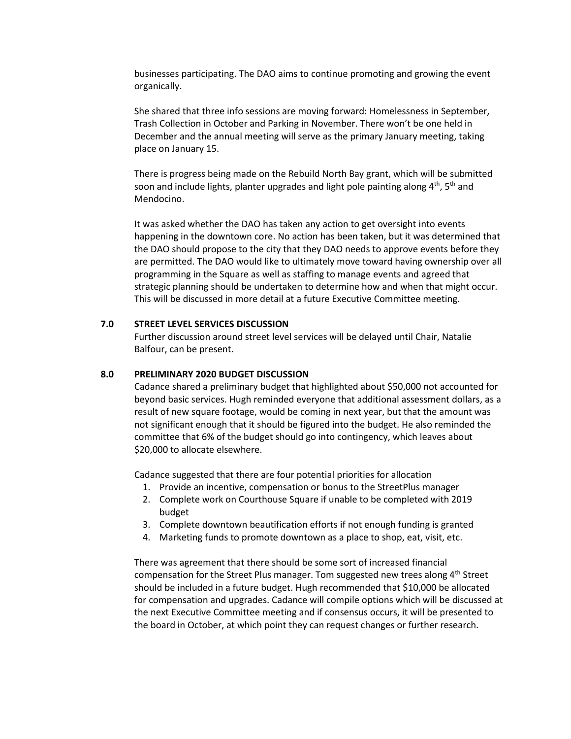businesses participating. The DAO aims to continue promoting and growing the event organically.

She shared that three info sessions are moving forward: Homelessness in September, Trash Collection in October and Parking in November. There won't be one held in December and the annual meeting will serve as the primary January meeting, taking place on January 15.

There is progress being made on the Rebuild North Bay grant, which will be submitted soon and include lights, planter upgrades and light pole painting along 4th, 5th and Mendocino.

It was asked whether the DAO has taken any action to get oversight into events happening in the downtown core. No action has been taken, but it was determined that the DAO should propose to the city that they DAO needs to approve events before they are permitted. The DAO would like to ultimately move toward having ownership over all programming in the Square as well as staffing to manage events and agreed that strategic planning should be undertaken to determine how and when that might occur. This will be discussed in more detail at a future Executive Committee meeting.

## 7.0 STREET LEVEL SERVICES DISCUSSION

Further discussion around street level services will be delayed until Chair, Natalie Balfour, can be present.

## 8.0 PRELIMINARY 2020 BUDGET DISCUSSION

Cadance shared a preliminary budget that highlighted about $50,000 not accounted for beyond basic services. Hugh reminded everyone that additional assessment dollars, as a result of new square footage, would be coming in next year, but that the amount was not significant enough that it should be figured into the budget. He also reminded the committee that 6% of the budget should go into contingency, which leaves about $20,000 to allocate elsewhere.

Cadance suggested that there are four potential priorities for allocation

1. Provide an incentive, compensation or bonus to the StreetPlus manager
2. Complete work on Courthouse Square if unable to be completed with 2019 budget
3. Complete downtown beautification efforts if not enough funding is granted
4. Marketing funds to promote downtown as a place to shop, eat, visit, etc.

There was agreement that there should be some sort of increased financial compensation for the Street Plus manager. Tom suggested new trees along 4th Street should be included in a future budget. Hugh recommended that $10,000 be allocated for compensation and upgrades. Cadance will compile options which will be discussed at the next Executive Committee meeting and if consensus occurs, it will be presented to the board in October, at which point they can request changes or further research.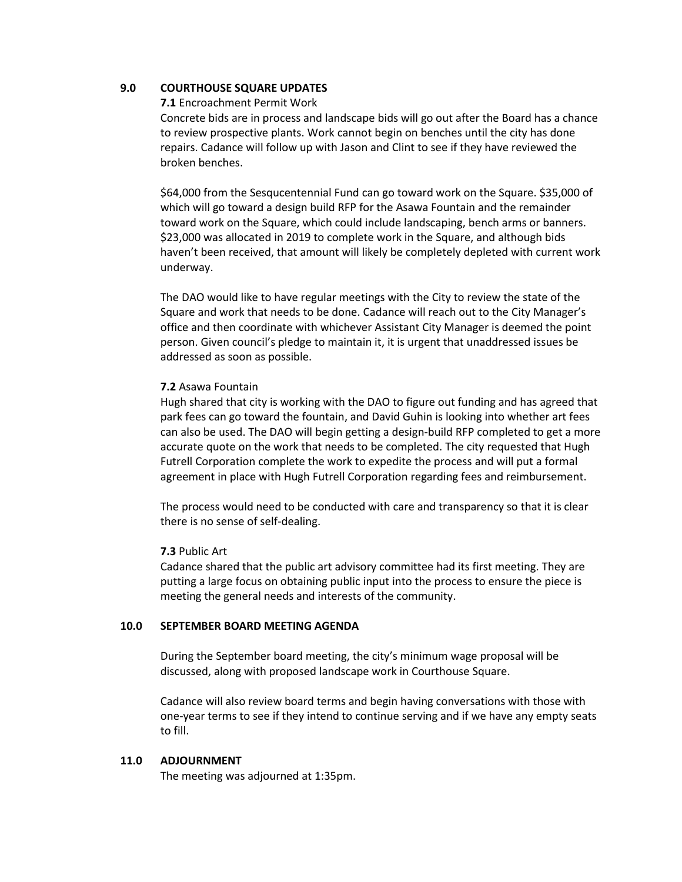## 9.0 COURTHOUSE SQUARE UPDATES

**7.1** Encroachment Permit Work

Concrete bids are in process and landscape bids will go out after the Board has a chance to review prospective plants. Work cannot begin on benches until the city has done repairs. Cadance will follow up with Jason and Clint to see if they have reviewed the broken benches.

$64,000 from the Sesqucentennial Fund can go toward work on the Square. $35,000 of which will go toward a design build RFP for the Asawa Fountain and the remainder toward work on the Square, which could include landscaping, bench arms or banners. $23,000 was allocated in 2019 to complete work in the Square, and although bids haven't been received, that amount will likely be completely depleted with current work underway.

The DAO would like to have regular meetings with the City to review the state of the Square and work that needs to be done. Cadance will reach out to the City Manager's office and then coordinate with whichever Assistant City Manager is deemed the point person. Given council's pledge to maintain it, it is urgent that unaddressed issues be addressed as soon as possible.

**7.2** Asawa Fountain

Hugh shared that city is working with the DAO to figure out funding and has agreed that park fees can go toward the fountain, and David Guhin is looking into whether art fees can also be used. The DAO will begin getting a design-build RFP completed to get a more accurate quote on the work that needs to be completed. The city requested that Hugh Futrell Corporation complete the work to expedite the process and will put a formal agreement in place with Hugh Futrell Corporation regarding fees and reimbursement.

The process would need to be conducted with care and transparency so that it is clear there is no sense of self-dealing.

**7.3** Public Art

Cadance shared that the public art advisory committee had its first meeting. They are putting a large focus on obtaining public input into the process to ensure the piece is meeting the general needs and interests of the community.

## 10.0 SEPTEMBER BOARD MEETING AGENDA

During the September board meeting, the city's minimum wage proposal will be discussed, along with proposed landscape work in Courthouse Square.

Cadance will also review board terms and begin having conversations with those with one-year terms to see if they intend to continue serving and if we have any empty seats to fill.

## 11.0 ADJOURNMENT

The meeting was adjourned at 1:35pm.